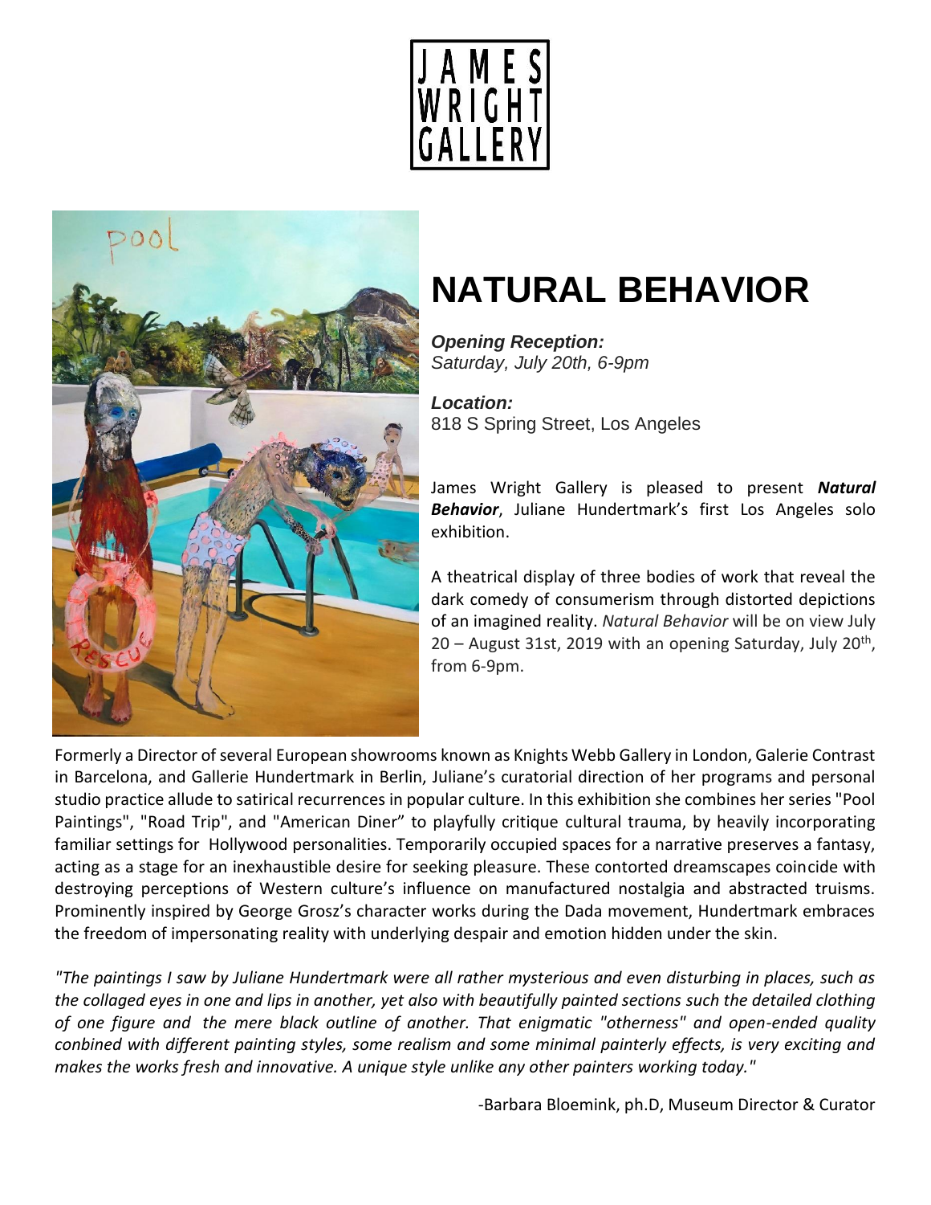JAMES WRIGHT GALLERY

# NATURAL BEHAVIOR

***Opening Reception:***
*Saturday, July 20th, 6-9pm*

***Location:***
818 S Spring Street, Los Angeles

James Wright Gallery is pleased to present ***Natural Behavior***, Juliane Hundertmark's first Los Angeles solo exhibition.

A theatrical display of three bodies of work that reveal the dark comedy of consumerism through distorted depictions of an imagined reality. *Natural Behavior* will be on view July 20 – August 31st, 2019 with an opening Saturday, July 20th, from 6-9pm.

Formerly a Director of several European showrooms known as Knights Webb Gallery in London, Galerie Contrast in Barcelona, and Gallerie Hundertmark in Berlin, Juliane's curatorial direction of her programs and personal studio practice allude to satirical recurrences in popular culture. In this exhibition she combines her series "Pool Paintings", "Road Trip", and "American Diner" to playfully critique cultural trauma, by heavily incorporating familiar settings for Hollywood personalities. Temporarily occupied spaces for a narrative preserves a fantasy, acting as a stage for an inexhaustible desire for seeking pleasure. These contorted dreamscapes coincide with destroying perceptions of Western culture's influence on manufactured nostalgia and abstracted truisms. Prominently inspired by George Grosz's character works during the Dada movement, Hundertmark embraces the freedom of impersonating reality with underlying despair and emotion hidden under the skin.

*"The paintings I saw by Juliane Hundertmark were all rather mysterious and even disturbing in places, such as the collaged eyes in one and lips in another, yet also with beautifully painted sections such the detailed clothing of one figure and the mere black outline of another. That enigmatic "otherness" and open-ended quality conbined with different painting styles, some realism and some minimal painterly effects, is very exciting and makes the works fresh and innovative. A unique style unlike any other painters working today."*

-Barbara Bloemink, ph.D, Museum Director & Curator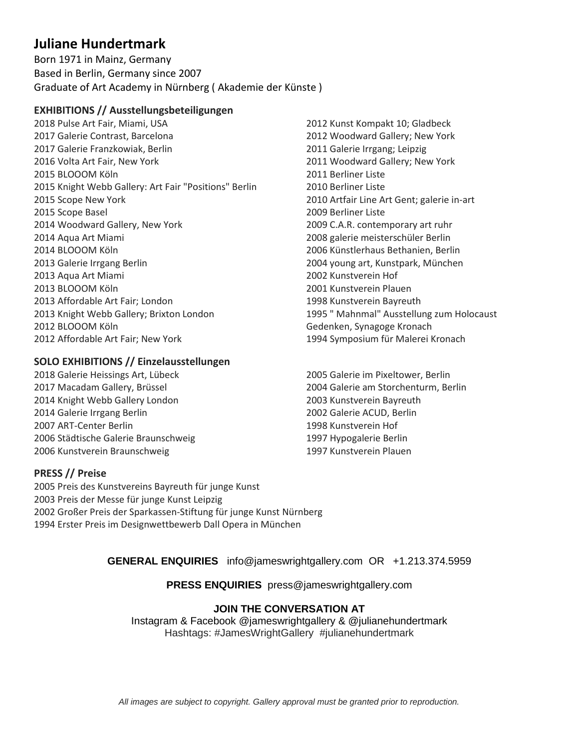# Juliane Hundertmark

Born 1971 in Mainz, Germany
Based in Berlin, Germany since 2007
Graduate of Art Academy in Nürnberg ( Akademie der Künste )

## EXHIBITIONS // Ausstellungsbeteiligungen

2018 Pulse Art Fair, Miami, USA
2017 Galerie Contrast, Barcelona
2017 Galerie Franzkowiak, Berlin
2016 Volta Art Fair, New York
2015 BLOOOM Köln
2015 Knight Webb Gallery: Art Fair "Positions" Berlin
2015 Scope New York
2015 Scope Basel
2014 Woodward Gallery, New York
2014 Aqua Art Miami
2014 BLOOOM Köln
2013 Galerie Irrgang Berlin
2013 Aqua Art Miami
2013 BLOOOM Köln
2013 Affordable Art Fair; London
2013 Knight Webb Gallery; Brixton London
2012 BLOOOM Köln
2012 Affordable Art Fair; New York
2012 Kunst Kompakt 10; Gladbeck
2012 Woodward Gallery; New York
2011 Galerie Irrgang; Leipzig
2011 Woodward Gallery; New York
2011 Berliner Liste
2010 Berliner Liste
2010 Artfair Line Art Gent; galerie in-art
2009 Berliner Liste
2009 C.A.R. contemporary art ruhr
2008 galerie meisterschüler Berlin
2006 Künstlerhaus Bethanien, Berlin
2004 young art, Kunstpark, München
2002 Kunstverein Hof
2001 Kunstverein Plauen
1998 Kunstverein Bayreuth
1995 " Mahnmal" Ausstellung zum Holocaust Gedenken, Synagoge Kronach
1994 Symposium für Malerei Kronach

## SOLO EXHIBITIONS // Einzelausstellungen

2018 Galerie Heissings Art, Lübeck
2017 Macadam Gallery, Brüssel
2014 Knight Webb Gallery London
2014 Galerie Irrgang Berlin
2007 ART-Center Berlin
2006 Städtische Galerie Braunschweig
2006 Kunstverein Braunschweig
2005 Galerie im Pixeltower, Berlin
2004 Galerie am Storchenturm, Berlin
2003 Kunstverein Bayreuth
2002 Galerie ACUD, Berlin
1998 Kunstverein Hof
1997 Hypogalerie Berlin
1997 Kunstverein Plauen

## PRESS // Preise

2005 Preis des Kunstvereins Bayreuth für junge Kunst
2003 Preis der Messe für junge Kunst Leipzig
2002 Großer Preis der Sparkassen-Stiftung für junge Kunst Nürnberg
1994 Erster Preis im Designwettbewerb Dall Opera in München

**GENERAL ENQUIRIES** info@jameswrightgallery.com OR +1.213.374.5959

**PRESS ENQUIRIES** press@jameswrightgallery.com

**JOIN THE CONVERSATION AT**
Instagram & Facebook @jameswrightgallery & @julianehundertmark
Hashtags: #JamesWrightGallery #julianehundertmark

*All images are subject to copyright. Gallery approval must be granted prior to reproduction.*